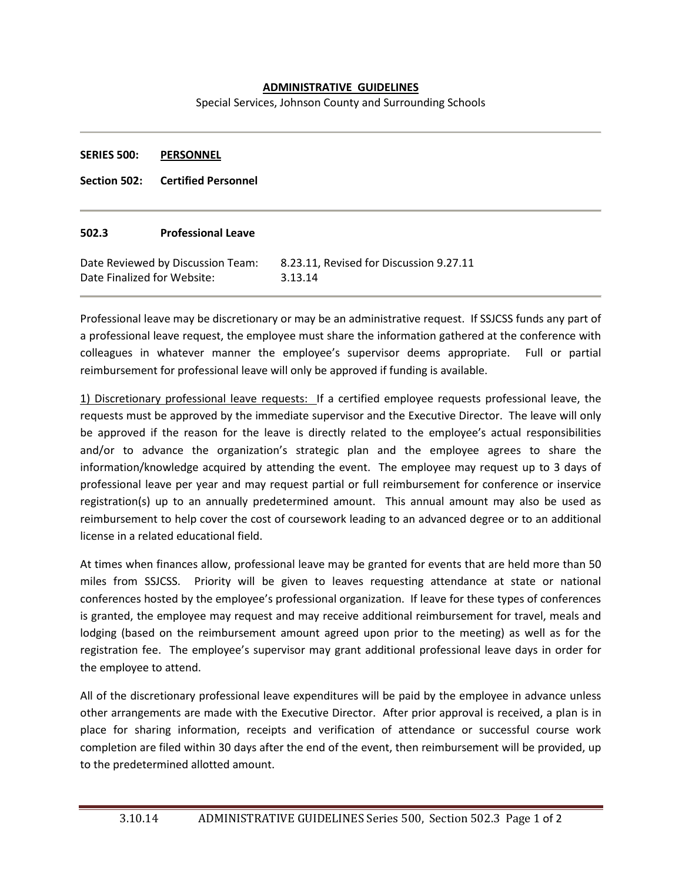**ADMINISTRATIVE GUIDELINES**

Special Services, Johnson County and Surrounding Schools

---

**SERIES 500: PERSONNEL**

**Section 502: Certified Personnel**

---

**502.3 Professional Leave**

Date Reviewed by Discussion Team: 8.23.11, Revised for Discussion 9.27.11
Date Finalized for Website: 3.13.14

---

Professional leave may be discretionary or may be an administrative request. If SSJCSS funds any part of a professional leave request, the employee must share the information gathered at the conference with colleagues in whatever manner the employee's supervisor deems appropriate. Full or partial reimbursement for professional leave will only be approved if funding is available.

1) Discretionary professional leave requests: If a certified employee requests professional leave, the requests must be approved by the immediate supervisor and the Executive Director. The leave will only be approved if the reason for the leave is directly related to the employee's actual responsibilities and/or to advance the organization's strategic plan and the employee agrees to share the information/knowledge acquired by attending the event. The employee may request up to 3 days of professional leave per year and may request partial or full reimbursement for conference or inservice registration(s) up to an annually predetermined amount. This annual amount may also be used as reimbursement to help cover the cost of coursework leading to an advanced degree or to an additional license in a related educational field.

At times when finances allow, professional leave may be granted for events that are held more than 50 miles from SSJCSS. Priority will be given to leaves requesting attendance at state or national conferences hosted by the employee's professional organization. If leave for these types of conferences is granted, the employee may request and may receive additional reimbursement for travel, meals and lodging (based on the reimbursement amount agreed upon prior to the meeting) as well as for the registration fee. The employee's supervisor may grant additional professional leave days in order for the employee to attend.

All of the discretionary professional leave expenditures will be paid by the employee in advance unless other arrangements are made with the Executive Director. After prior approval is received, a plan is in place for sharing information, receipts and verification of attendance or successful course work completion are filed within 30 days after the end of the event, then reimbursement will be provided, up to the predetermined allotted amount.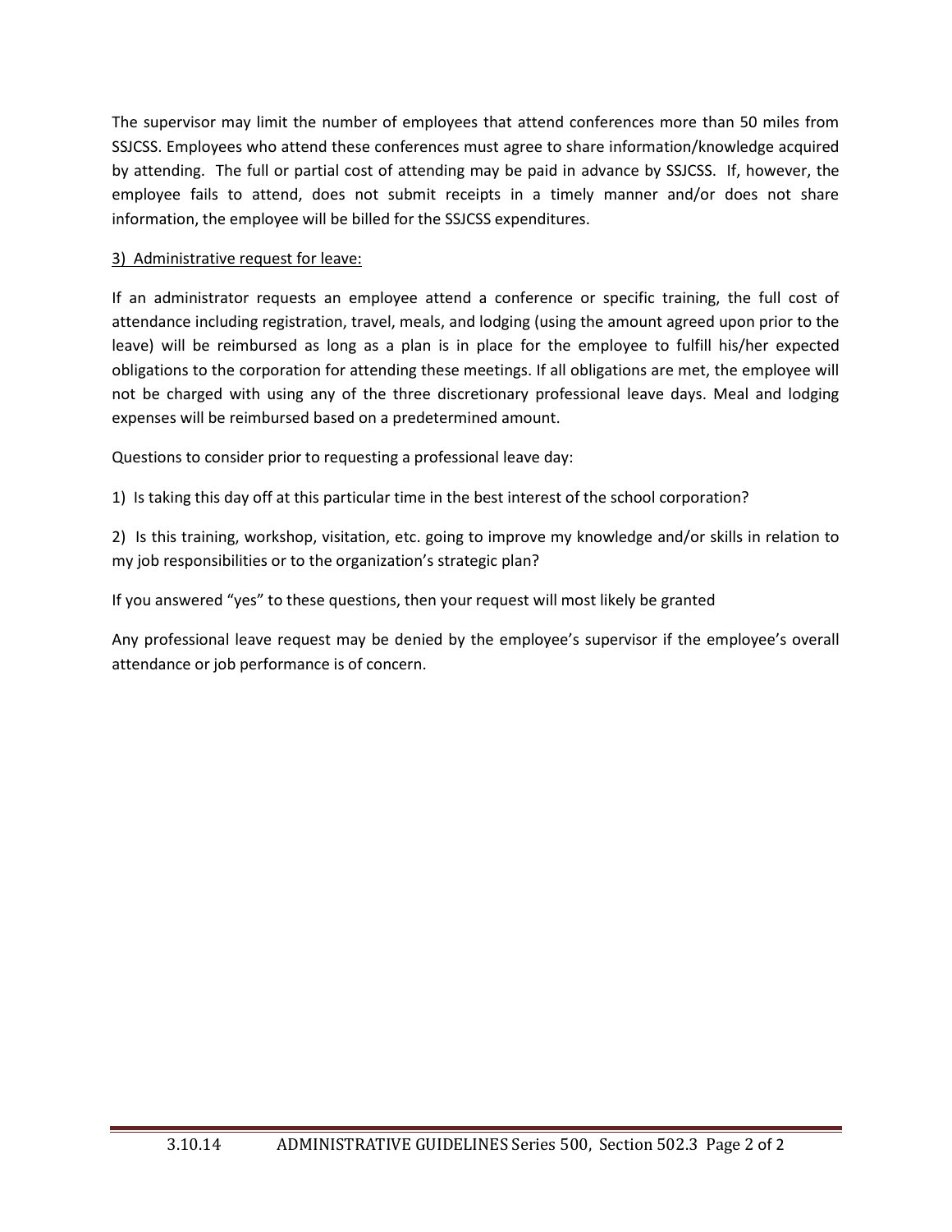The supervisor may limit the number of employees that attend conferences more than 50 miles from SSJCSS. Employees who attend these conferences must agree to share information/knowledge acquired by attending. The full or partial cost of attending may be paid in advance by SSJCSS. If, however, the employee fails to attend, does not submit receipts in a timely manner and/or does not share information, the employee will be billed for the SSJCSS expenditures.

<u>3) Administrative request for leave:</u>

If an administrator requests an employee attend a conference or specific training, the full cost of attendance including registration, travel, meals, and lodging (using the amount agreed upon prior to the leave) will be reimbursed as long as a plan is in place for the employee to fulfill his/her expected obligations to the corporation for attending these meetings. If all obligations are met, the employee will not be charged with using any of the three discretionary professional leave days. Meal and lodging expenses will be reimbursed based on a predetermined amount.

Questions to consider prior to requesting a professional leave day:

1) Is taking this day off at this particular time in the best interest of the school corporation?

2) Is this training, workshop, visitation, etc. going to improve my knowledge and/or skills in relation to my job responsibilities or to the organization's strategic plan?

If you answered "yes" to these questions, then your request will most likely be granted

Any professional leave request may be denied by the employee's supervisor if the employee's overall attendance or job performance is of concern.